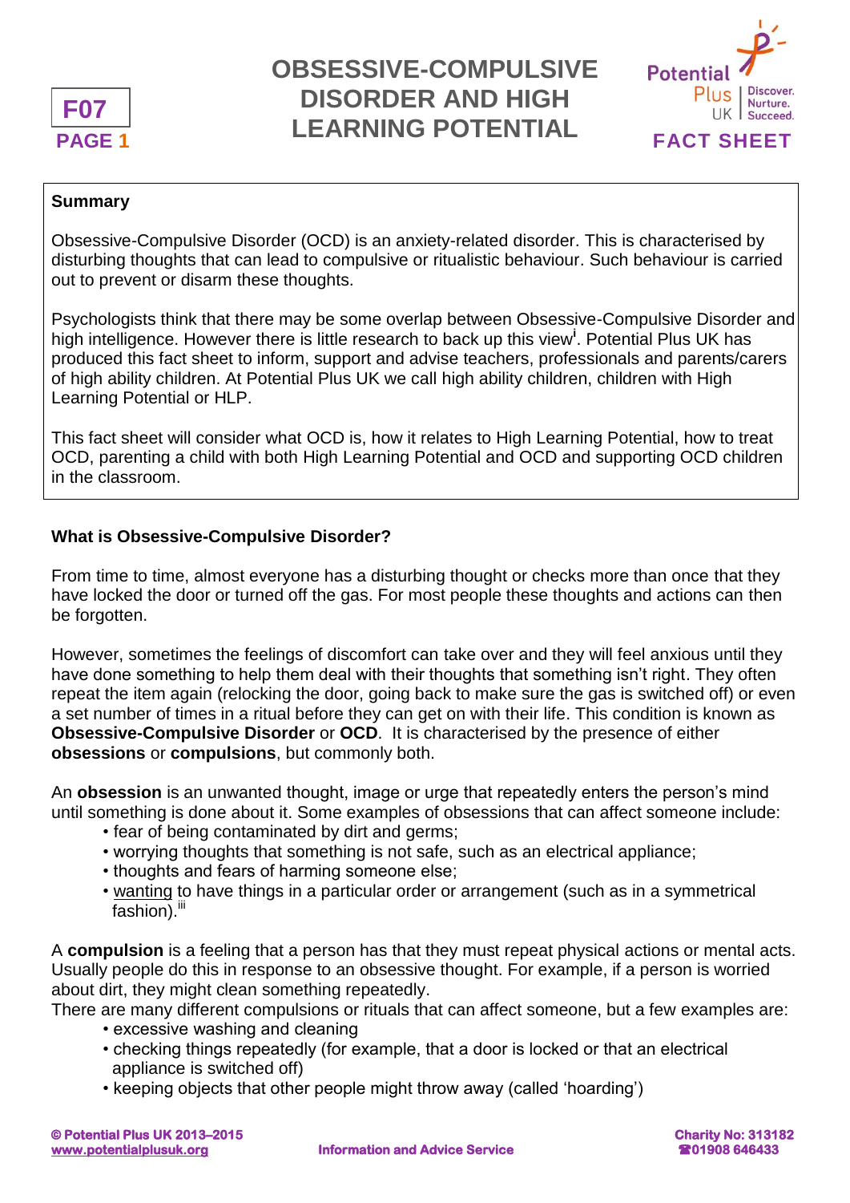# OBSESSIVE-COMPULSIVE DISORDER AND HIGH LEARNING POTENTIAL

**F07**

**FACT SHEET**

**Summary**

Obsessive-Compulsive Disorder (OCD) is an anxiety-related disorder. This is characterised by disturbing thoughts that can lead to compulsive or ritualistic behaviour. Such behaviour is carried out to prevent or disarm these thoughts.

Psychologists think that there may be some overlap between Obsessive-Compulsive Disorder and high intelligence. However there is little research to back up this view[i]. Potential Plus UK has produced this fact sheet to inform, support and advise teachers, professionals and parents/carers of high ability children. At Potential Plus UK we call high ability children, children with High Learning Potential or HLP.

This fact sheet will consider what OCD is, how it relates to High Learning Potential, how to treat OCD, parenting a child with both High Learning Potential and OCD and supporting OCD children in the classroom.

## What is Obsessive-Compulsive Disorder?

From time to time, almost everyone has a disturbing thought or checks more than once that they have locked the door or turned off the gas. For most people these thoughts and actions can then be forgotten.

However, sometimes the feelings of discomfort can take over and they will feel anxious until they have done something to help them deal with their thoughts that something isn't right. They often repeat the item again (relocking the door, going back to make sure the gas is switched off) or even a set number of times in a ritual before they can get on with their life. This condition is known as **Obsessive-Compulsive Disorder** or **OCD**. It is characterised by the presence of either **obsessions** or **compulsions**, but commonly both.

An **obsession** is an unwanted thought, image or urge that repeatedly enters the person's mind until something is done about it. Some examples of obsessions that can affect someone include:

- fear of being contaminated by dirt and germs;
- worrying thoughts that something is not safe, such as an electrical appliance;
- thoughts and fears of harming someone else;
- wanting to have things in a particular order or arrangement (such as in a symmetrical fashion).[iii]

A **compulsion** is a feeling that a person has that they must repeat physical actions or mental acts. Usually people do this in response to an obsessive thought. For example, if a person is worried about dirt, they might clean something repeatedly.

There are many different compulsions or rituals that can affect someone, but a few examples are:

- excessive washing and cleaning
- checking things repeatedly (for example, that a door is locked or that an electrical appliance is switched off)
- keeping objects that other people might throw away (called 'hoarding')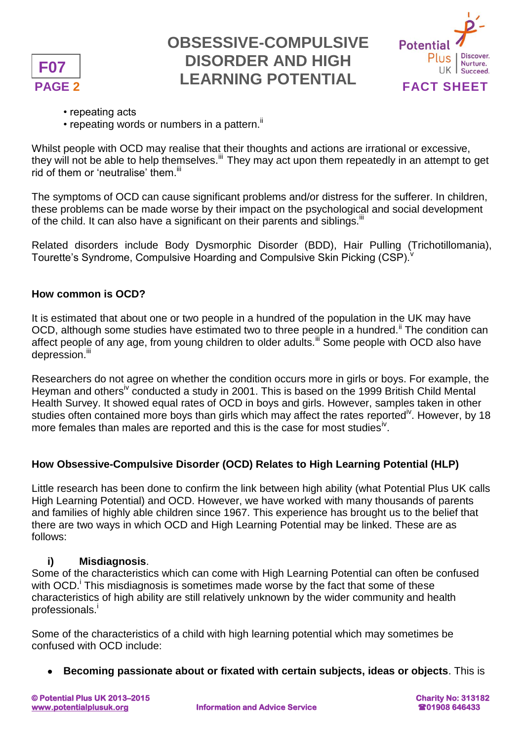- repeating acts
- repeating words or numbers in a pattern.[ii]

Whilst people with OCD may realise that their thoughts and actions are irrational or excessive, they will not be able to help themselves.[iii] They may act upon them repeatedly in an attempt to get rid of them or 'neutralise' them.[iii]

The symptoms of OCD can cause significant problems and/or distress for the sufferer. In children, these problems can be made worse by their impact on the psychological and social development of the child. It can also have a significant on their parents and siblings.[iii]

Related disorders include Body Dysmorphic Disorder (BDD), Hair Pulling (Trichotillomania), Tourette's Syndrome, Compulsive Hoarding and Compulsive Skin Picking (CSP).[v]

**How common is OCD?**

It is estimated that about one or two people in a hundred of the population in the UK may have OCD, although some studies have estimated two to three people in a hundred.[ii] The condition can affect people of any age, from young children to older adults.[iii] Some people with OCD also have depression.[iii]

Researchers do not agree on whether the condition occurs more in girls or boys. For example, the Heyman and others[iv] conducted a study in 2001. This is based on the 1999 British Child Mental Health Survey. It showed equal rates of OCD in boys and girls. However, samples taken in other studies often contained more boys than girls which may affect the rates reported[iv]. However, by 18 more females than males are reported and this is the case for most studies[iv].

**How Obsessive-Compulsive Disorder (OCD) Relates to High Learning Potential (HLP)**

Little research has been done to confirm the link between high ability (what Potential Plus UK calls High Learning Potential) and OCD. However, we have worked with many thousands of parents and families of highly able children since 1967. This experience has brought us to the belief that there are two ways in which OCD and High Learning Potential may be linked. These are as follows:

**i) Misdiagnosis**.

Some of the characteristics which can come with High Learning Potential can often be confused with OCD.[i] This misdiagnosis is sometimes made worse by the fact that some of these characteristics of high ability are still relatively unknown by the wider community and health professionals.[i]

Some of the characteristics of a child with high learning potential which may sometimes be confused with OCD include:

- **Becoming passionate about or fixated with certain subjects, ideas or objects**. This is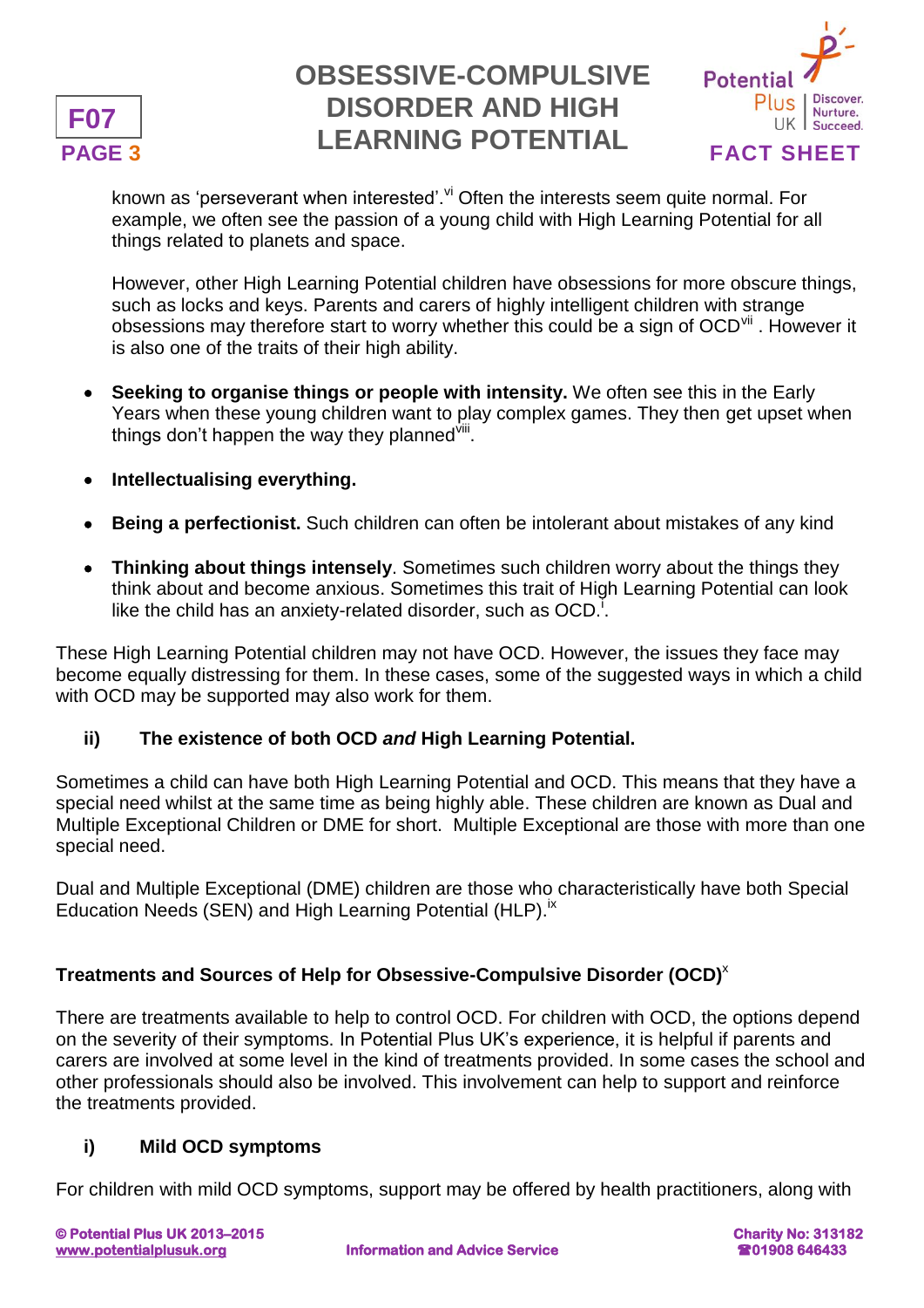known as 'perseverant when interested'.[vi] Often the interests seem quite normal. For example, we often see the passion of a young child with High Learning Potential for all things related to planets and space.

However, other High Learning Potential children have obsessions for more obscure things, such as locks and keys. Parents and carers of highly intelligent children with strange obsessions may therefore start to worry whether this could be a sign of OCD[vii] . However it is also one of the traits of their high ability.

- **Seeking to organise things or people with intensity.** We often see this in the Early Years when these young children want to play complex games. They then get upset when things don't happen the way they planned[viii].
- **Intellectualising everything.**
- **Being a perfectionist.** Such children can often be intolerant about mistakes of any kind
- **Thinking about things intensely**. Sometimes such children worry about the things they think about and become anxious. Sometimes this trait of High Learning Potential can look like the child has an anxiety-related disorder, such as OCD.[i].

These High Learning Potential children may not have OCD. However, the issues they face may become equally distressing for them. In these cases, some of the suggested ways in which a child with OCD may be supported may also work for them.

### ii) The existence of both OCD *and* High Learning Potential.

Sometimes a child can have both High Learning Potential and OCD. This means that they have a special need whilst at the same time as being highly able. These children are known as Dual and Multiple Exceptional Children or DME for short. Multiple Exceptional are those with more than one special need.

Dual and Multiple Exceptional (DME) children are those who characteristically have both Special Education Needs (SEN) and High Learning Potential (HLP).[ix]

## Treatments and Sources of Help for Obsessive-Compulsive Disorder (OCD)[x]

There are treatments available to help to control OCD. For children with OCD, the options depend on the severity of their symptoms. In Potential Plus UK's experience, it is helpful if parents and carers are involved at some level in the kind of treatments provided. In some cases the school and other professionals should also be involved. This involvement can help to support and reinforce the treatments provided.

### i) Mild OCD symptoms

For children with mild OCD symptoms, support may be offered by health practitioners, along with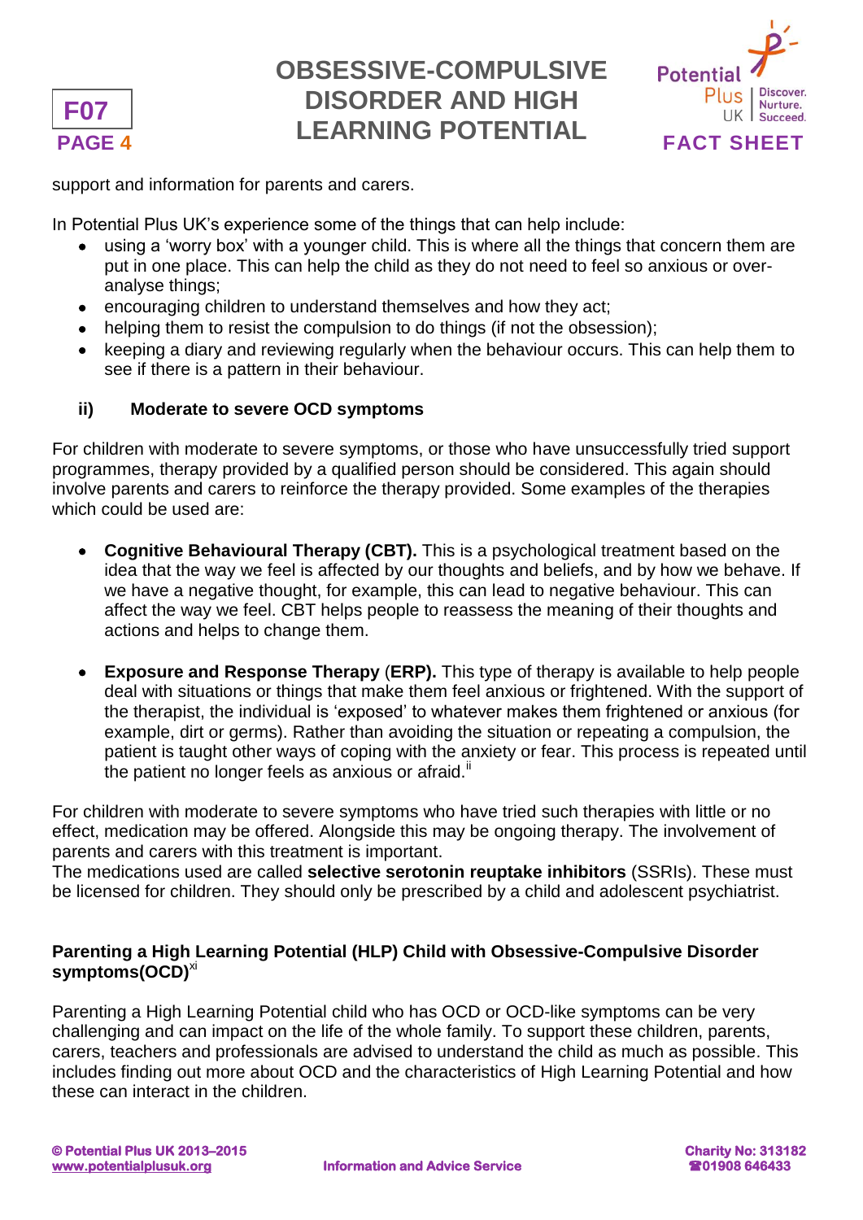support and information for parents and carers.

In Potential Plus UK's experience some of the things that can help include:

- using a 'worry box' with a younger child. This is where all the things that concern them are put in one place. This can help the child as they do not need to feel so anxious or over-analyse things;
- encouraging children to understand themselves and how they act;
- helping them to resist the compulsion to do things (if not the obsession);
- keeping a diary and reviewing regularly when the behaviour occurs. This can help them to see if there is a pattern in their behaviour.

### ii) Moderate to severe OCD symptoms

For children with moderate to severe symptoms, or those who have unsuccessfully tried support programmes, therapy provided by a qualified person should be considered. This again should involve parents and carers to reinforce the therapy provided. Some examples of the therapies which could be used are:

- **Cognitive Behavioural Therapy (CBT).** This is a psychological treatment based on the idea that the way we feel is affected by our thoughts and beliefs, and by how we behave. If we have a negative thought, for example, this can lead to negative behaviour. This can affect the way we feel. CBT helps people to reassess the meaning of their thoughts and actions and helps to change them.

- **Exposure and Response Therapy** (**ERP).** This type of therapy is available to help people deal with situations or things that make them feel anxious or frightened. With the support of the therapist, the individual is 'exposed' to whatever makes them frightened or anxious (for example, dirt or germs). Rather than avoiding the situation or repeating a compulsion, the patient is taught other ways of coping with the anxiety or fear. This process is repeated until the patient no longer feels as anxious or afraid.[ii]

For children with moderate to severe symptoms who have tried such therapies with little or no effect, medication may be offered. Alongside this may be ongoing therapy. The involvement of parents and carers with this treatment is important.
The medications used are called **selective serotonin reuptake inhibitors** (SSRIs). These must be licensed for children. They should only be prescribed by a child and adolescent psychiatrist.

## Parenting a High Learning Potential (HLP) Child with Obsessive-Compulsive Disorder symptoms(OCD)[xi]

Parenting a High Learning Potential child who has OCD or OCD-like symptoms can be very challenging and can impact on the life of the whole family. To support these children, parents, carers, teachers and professionals are advised to understand the child as much as possible. This includes finding out more about OCD and the characteristics of High Learning Potential and how these can interact in the children.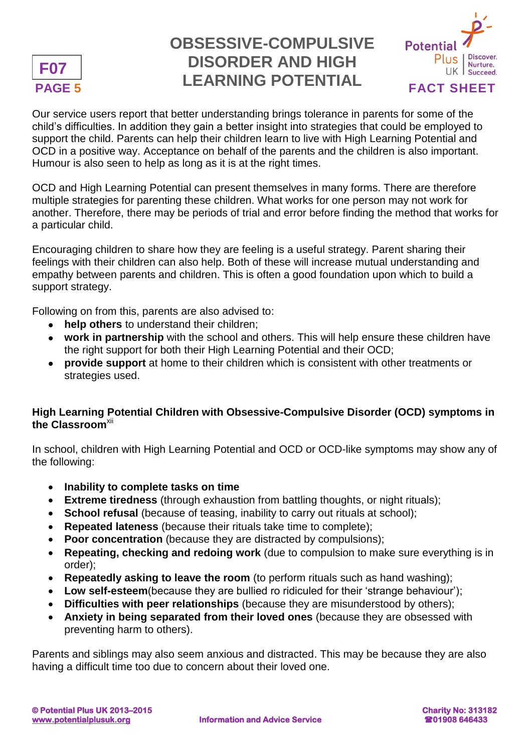Our service users report that better understanding brings tolerance in parents for some of the child's difficulties. In addition they gain a better insight into strategies that could be employed to support the child. Parents can help their children learn to live with High Learning Potential and OCD in a positive way. Acceptance on behalf of the parents and the children is also important. Humour is also seen to help as long as it is at the right times.

OCD and High Learning Potential can present themselves in many forms. There are therefore multiple strategies for parenting these children. What works for one person may not work for another. Therefore, there may be periods of trial and error before finding the method that works for a particular child.

Encouraging children to share how they are feeling is a useful strategy. Parent sharing their feelings with their children can also help. Both of these will increase mutual understanding and empathy between parents and children. This is often a good foundation upon which to build a support strategy.

Following on from this, parents are also advised to:

- **help others** to understand their children;
- **work in partnership** with the school and others. This will help ensure these children have the right support for both their High Learning Potential and their OCD;
- **provide support** at home to their children which is consistent with other treatments or strategies used.

**High Learning Potential Children with Obsessive-Compulsive Disorder (OCD) symptoms in the Classroom**[xii]

In school, children with High Learning Potential and OCD or OCD-like symptoms may show any of the following:

- **Inability to complete tasks on time**
- **Extreme tiredness** (through exhaustion from battling thoughts, or night rituals);
- **School refusal** (because of teasing, inability to carry out rituals at school);
- **Repeated lateness** (because their rituals take time to complete);
- **Poor concentration** (because they are distracted by compulsions);
- **Repeating, checking and redoing work** (due to compulsion to make sure everything is in order);
- **Repeatedly asking to leave the room** (to perform rituals such as hand washing);
- **Low self-esteem**(because they are bullied ro ridiculed for their 'strange behaviour');
- **Difficulties with peer relationships** (because they are misunderstood by others);
- **Anxiety in being separated from their loved ones** (because they are obsessed with preventing harm to others).

Parents and siblings may also seem anxious and distracted. This may be because they are also having a difficult time too due to concern about their loved one.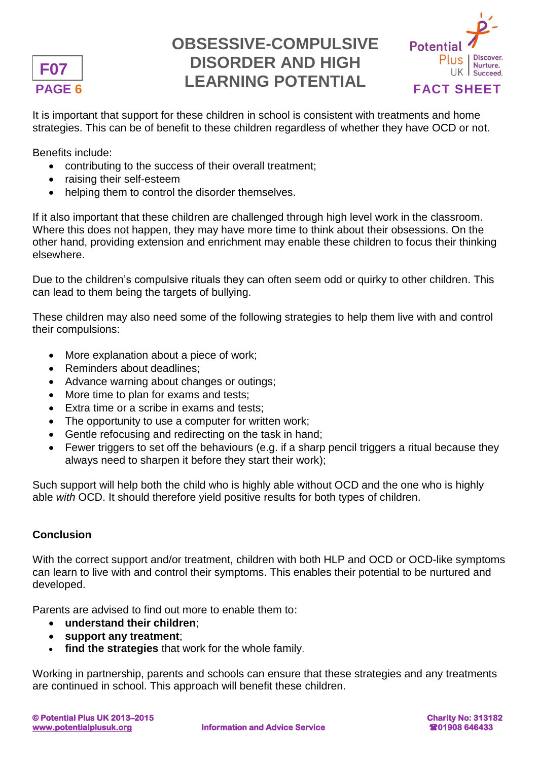It is important that support for these children in school is consistent with treatments and home strategies. This can be of benefit to these children regardless of whether they have OCD or not.

Benefits include:

- contributing to the success of their overall treatment;
- raising their self-esteem
- helping them to control the disorder themselves.

If it also important that these children are challenged through high level work in the classroom. Where this does not happen, they may have more time to think about their obsessions. On the other hand, providing extension and enrichment may enable these children to focus their thinking elsewhere.

Due to the children's compulsive rituals they can often seem odd or quirky to other children. This can lead to them being the targets of bullying.

These children may also need some of the following strategies to help them live with and control their compulsions:

- More explanation about a piece of work;
- Reminders about deadlines;
- Advance warning about changes or outings;
- More time to plan for exams and tests;
- Extra time or a scribe in exams and tests;
- The opportunity to use a computer for written work;
- Gentle refocusing and redirecting on the task in hand;
- Fewer triggers to set off the behaviours (e.g. if a sharp pencil triggers a ritual because they always need to sharpen it before they start their work);

Such support will help both the child who is highly able without OCD and the one who is highly able *with* OCD. It should therefore yield positive results for both types of children.

**Conclusion**

With the correct support and/or treatment, children with both HLP and OCD or OCD-like symptoms can learn to live with and control their symptoms. This enables their potential to be nurtured and developed.

Parents are advised to find out more to enable them to:

- **understand their children**;
- **support any treatment**;
- **find the strategies** that work for the whole family.

Working in partnership, parents and schools can ensure that these strategies and any treatments are continued in school. This approach will benefit these children.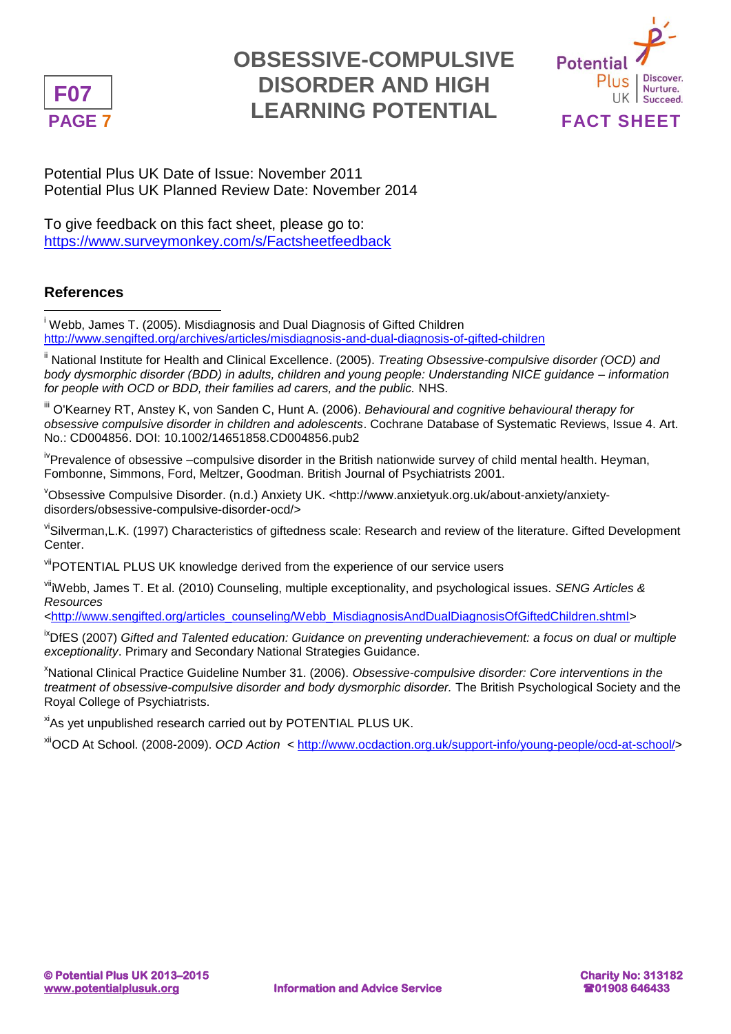Potential Plus UK Date of Issue: November 2011
Potential Plus UK Planned Review Date: November 2014

To give feedback on this fact sheet, please go to:
https://www.surveymonkey.com/s/Factsheetfeedback

## References

[i] Webb, James T. (2005). Misdiagnosis and Dual Diagnosis of Gifted Children
http://www.sengifted.org/archives/articles/misdiagnosis-and-dual-diagnosis-of-gifted-children

[ii] National Institute for Health and Clinical Excellence. (2005). *Treating Obsessive-compulsive disorder (OCD) and body dysmorphic disorder (BDD) in adults, children and young people: Understanding NICE guidance – information for people with OCD or BDD, their families ad carers, and the public.* NHS.

[iii] O'Kearney RT, Anstey K, von Sanden C, Hunt A. (2006). *Behavioural and cognitive behavioural therapy for obsessive compulsive disorder in children and adolescents*. Cochrane Database of Systematic Reviews, Issue 4. Art. No.: CD004856. DOI: 10.1002/14651858.CD004856.pub2

[iv] Prevalence of obsessive –compulsive disorder in the British nationwide survey of child mental health. Heyman, Fombonne, Simmons, Ford, Meltzer, Goodman. British Journal of Psychiatrists 2001.

[v] Obsessive Compulsive Disorder. (n.d.) Anxiety UK. <http://www.anxietyuk.org.uk/about-anxiety/anxiety-disorders/obsessive-compulsive-disorder-ocd/>

[vi] Silverman,L.K. (1997) Characteristics of giftedness scale: Research and review of the literature. Gifted Development Center.

[vii] POTENTIAL PLUS UK knowledge derived from the experience of our service users

[viii] iWebb, James T. Et al. (2010) Counseling, multiple exceptionality, and psychological issues. *SENG Articles & Resources*
<http://www.sengifted.org/articles_counseling/Webb_MisdiagnosisAndDualDiagnosisOfGiftedChildren.shtml>

[ix] DfES (2007) *Gifted and Talented education: Guidance on preventing underachievement: a focus on dual or multiple exceptionality*. Primary and Secondary National Strategies Guidance.

[x] National Clinical Practice Guideline Number 31. (2006). *Obsessive-compulsive disorder: Core interventions in the treatment of obsessive-compulsive disorder and body dysmorphic disorder.* The British Psychological Society and the Royal College of Psychiatrists.

[xi] As yet unpublished research carried out by POTENTIAL PLUS UK.

[xii] OCD At School. (2008-2009). *OCD Action* < http://www.ocdaction.org.uk/support-info/young-people/ocd-at-school/>